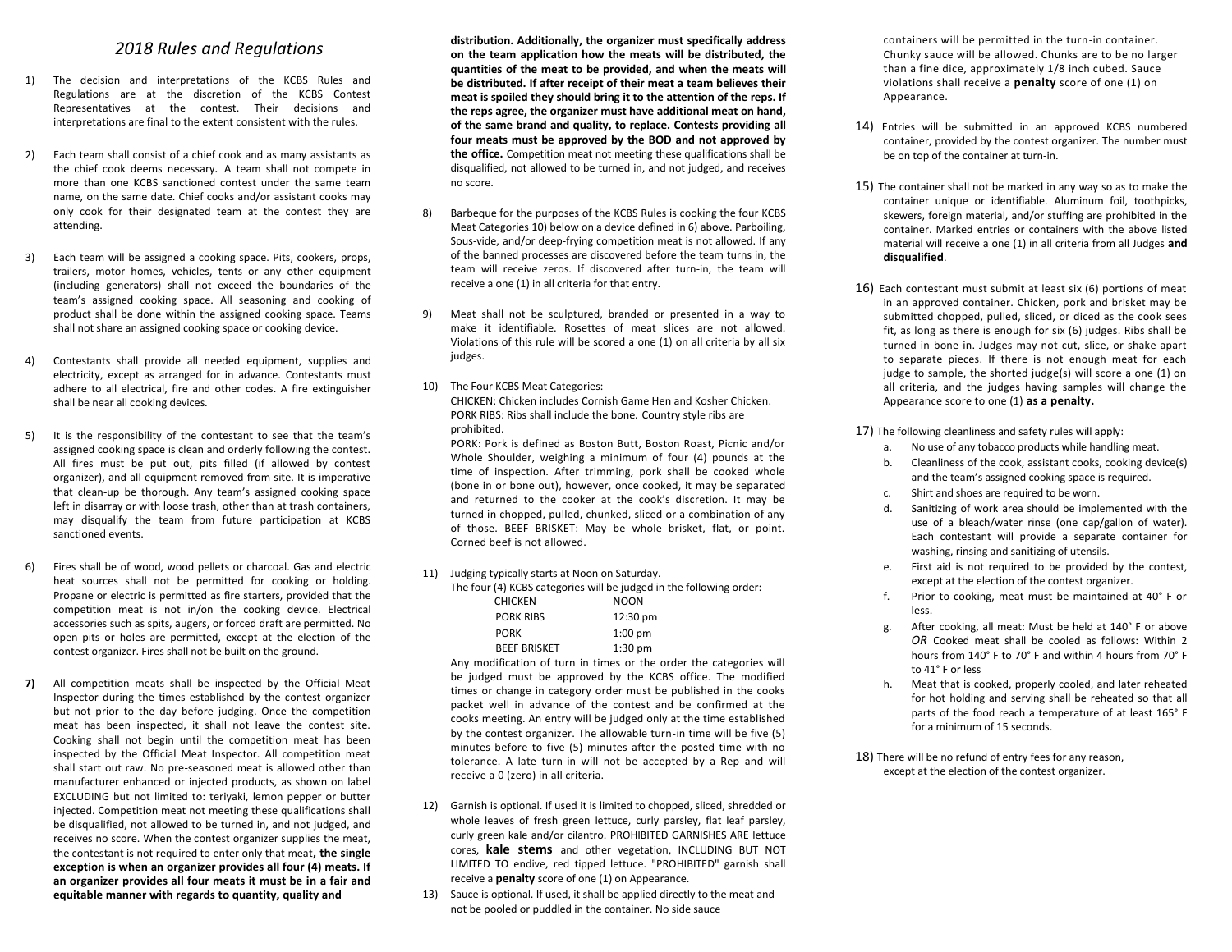# *2018 Rules and Regulations*

1) The decision and interpretations of the KCBS Rules and Regulations are at the discretion of the KCBS Contest Representatives at the contest. Their decisions and interpretations are final to the extent consistent with the rules.

2) Each team shall consist of a chief cook and as many assistants as the chief cook deems necessary. A team shall not compete in more than one KCBS sanctioned contest under the same team name, on the same date. Chief cooks and/or assistant cooks may only cook for their designated team at the contest they are attending.

3) Each team will be assigned a cooking space. Pits, cookers, props, trailers, motor homes, vehicles, tents or any other equipment (including generators) shall not exceed the boundaries of the team's assigned cooking space. All seasoning and cooking of product shall be done within the assigned cooking space. Teams shall not share an assigned cooking space or cooking device.

4) Contestants shall provide all needed equipment, supplies and electricity, except as arranged for in advance. Contestants must adhere to all electrical, fire and other codes. A fire extinguisher shall be near all cooking devices.

5) It is the responsibility of the contestant to see that the team's assigned cooking space is clean and orderly following the contest. All fires must be put out, pits filled (if allowed by contest organizer), and all equipment removed from site. It is imperative that clean-up be thorough. Any team's assigned cooking space left in disarray or with loose trash, other than at trash containers, may disqualify the team from future participation at KCBS sanctioned events.

6) Fires shall be of wood, wood pellets or charcoal. Gas and electric heat sources shall not be permitted for cooking or holding. Propane or electric is permitted as fire starters, provided that the competition meat is not in/on the cooking device. Electrical accessories such as spits, augers, or forced draft are permitted. No open pits or holes are permitted, except at the election of the contest organizer. Fires shall not be built on the ground.

**7)** All competition meats shall be inspected by the Official Meat Inspector during the times established by the contest organizer but not prior to the day before judging. Once the competition meat has been inspected, it shall not leave the contest site. Cooking shall not begin until the competition meat has been inspected by the Official Meat Inspector. All competition meat shall start out raw. No pre-seasoned meat is allowed other than manufacturer enhanced or injected products, as shown on label EXCLUDING but not limited to: teriyaki, lemon pepper or butter injected. Competition meat not meeting these qualifications shall be disqualified, not allowed to be turned in, and not judged, and receives no score. When the contest organizer supplies the meat, the contestant is not required to enter only that meat**, the single exception is when an organizer provides all four (4) meats. If an organizer provides all four meats it must be in a fair and equitable manner with regards to quantity, quality and distribution. Additionally, the organizer must specifically address on the team application how the meats will be distributed, the quantities of the meat to be provided, and when the meats will be distributed. If after receipt of their meat a team believes their meat is spoiled they should bring it to the attention of the reps. If the reps agree, the organizer must have additional meat on hand, of the same brand and quality, to replace. Contests providing all four meats must be approved by the BOD and not approved by the office.** Competition meat not meeting these qualifications shall be disqualified, not allowed to be turned in, and not judged, and receives no score.

8) Barbeque for the purposes of the KCBS Rules is cooking the four KCBS Meat Categories 10) below on a device defined in 6) above. Parboiling, Sous-vide, and/or deep-frying competition meat is not allowed. If any of the banned processes are discovered before the team turns in, the team will receive zeros. If discovered after turn-in, the team will receive a one (1) in all criteria for that entry.

9) Meat shall not be sculptured, branded or presented in a way to make it identifiable. Rosettes of meat slices are not allowed. Violations of this rule will be scored a one (1) on all criteria by all six judges.

10) The Four KCBS Meat Categories:
CHICKEN: Chicken includes Cornish Game Hen and Kosher Chicken.
PORK RIBS: Ribs shall include the bone. Country style ribs are prohibited.
PORK: Pork is defined as Boston Butt, Boston Roast, Picnic and/or Whole Shoulder, weighing a minimum of four (4) pounds at the time of inspection. After trimming, pork shall be cooked whole (bone in or bone out), however, once cooked, it may be separated and returned to the cooker at the cook's discretion. It may be turned in chopped, pulled, chunked, sliced or a combination of any of those. BEEF BRISKET: May be whole brisket, flat, or point. Corned beef is not allowed.

11) Judging typically starts at Noon on Saturday.
The four (4) KCBS categories will be judged in the following order:

| | |
|---|---|
| CHICKEN | NOON |
| PORK RIBS | 12:30 pm |
| PORK | 1:00 pm |
| BEEF BRISKET | 1:30 pm |

Any modification of turn in times or the order the categories will be judged must be approved by the KCBS office. The modified times or change in category order must be published in the cooks packet well in advance of the contest and be confirmed at the cooks meeting. An entry will be judged only at the time established by the contest organizer. The allowable turn-in time will be five (5) minutes before to five (5) minutes after the posted time with no tolerance. A late turn-in will not be accepted by a Rep and will receive a 0 (zero) in all criteria.

12) Garnish is optional. If used it is limited to chopped, sliced, shredded or whole leaves of fresh green lettuce, curly parsley, flat leaf parsley, curly green kale and/or cilantro. PROHIBITED GARNISHES ARE lettuce cores, **kale stems** and other vegetation, INCLUDING BUT NOT LIMITED TO endive, red tipped lettuce. "PROHIBITED" garnish shall receive a **penalty** score of one (1) on Appearance.

13) Sauce is optional. If used, it shall be applied directly to the meat and not be pooled or puddled in the container. No side sauce containers will be permitted in the turn-in container. Chunky sauce will be allowed. Chunks are to be no larger than a fine dice, approximately 1/8 inch cubed. Sauce violations shall receive a **penalty** score of one (1) on Appearance.

14) Entries will be submitted in an approved KCBS numbered container, provided by the contest organizer. The number must be on top of the container at turn-in.

15) The container shall not be marked in any way so as to make the container unique or identifiable. Aluminum foil, toothpicks, skewers, foreign material, and/or stuffing are prohibited in the container. Marked entries or containers with the above listed material will receive a one (1) in all criteria from all Judges **and disqualified**.

16) Each contestant must submit at least six (6) portions of meat in an approved container. Chicken, pork and brisket may be submitted chopped, pulled, sliced, or diced as the cook sees fit, as long as there is enough for six (6) judges. Ribs shall be turned in bone-in. Judges may not cut, slice, or shake apart to separate pieces. If there is not enough meat for each judge to sample, the shorted judge(s) will score a one (1) on all criteria, and the judges having samples will change the Appearance score to one (1) **as a penalty.**

17) The following cleanliness and safety rules will apply:
   a. No use of any tobacco products while handling meat.
   b. Cleanliness of the cook, assistant cooks, cooking device(s) and the team's assigned cooking space is required.
   c. Shirt and shoes are required to be worn.
   d. Sanitizing of work area should be implemented with the use of a bleach/water rinse (one cap/gallon of water). Each contestant will provide a separate container for washing, rinsing and sanitizing of utensils.
   e. First aid is not required to be provided by the contest, except at the election of the contest organizer.
   f. Prior to cooking, meat must be maintained at 40° F or less.
   g. After cooking, all meat: Must be held at 140° F or above *OR* Cooked meat shall be cooled as follows: Within 2 hours from 140° F to 70° F and within 4 hours from 70° F to 41° F or less
   h. Meat that is cooked, properly cooled, and later reheated for hot holding and serving shall be reheated so that all parts of the food reach a temperature of at least 165° F for a minimum of 15 seconds.

18) There will be no refund of entry fees for any reason, except at the election of the contest organizer.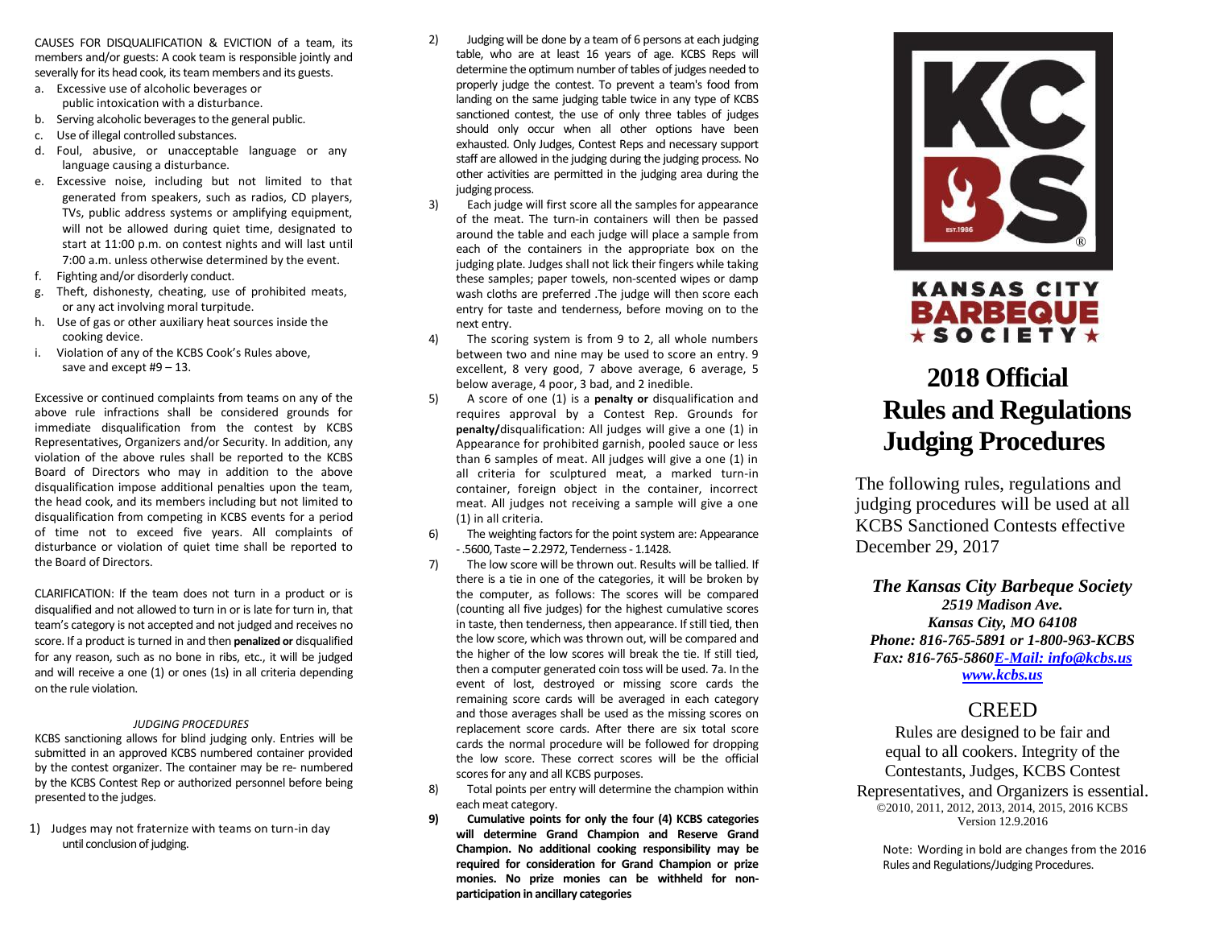CAUSES FOR DISQUALIFICATION & EVICTION of a team, its members and/or guests: A cook team is responsible jointly and severally for its head cook, its team members and its guests.

a. Excessive use of alcoholic beverages or public intoxication with a disturbance.
b. Serving alcoholic beverages to the general public.
c. Use of illegal controlled substances.
d. Foul, abusive, or unacceptable language or any language causing a disturbance.
e. Excessive noise, including but not limited to that generated from speakers, such as radios, CD players, TVs, public address systems or amplifying equipment, will not be allowed during quiet time, designated to start at 11:00 p.m. on contest nights and will last until 7:00 a.m. unless otherwise determined by the event.
f. Fighting and/or disorderly conduct.
g. Theft, dishonesty, cheating, use of prohibited meats, or any act involving moral turpitude.
h. Use of gas or other auxiliary heat sources inside the cooking device.
i. Violation of any of the KCBS Cook's Rules above, save and except #9 – 13.

Excessive or continued complaints from teams on any of the above rule infractions shall be considered grounds for immediate disqualification from the contest by KCBS Representatives, Organizers and/or Security. In addition, any violation of the above rules shall be reported to the KCBS Board of Directors who may in addition to the above disqualification impose additional penalties upon the team, the head cook, and its members including but not limited to disqualification from competing in KCBS events for a period of time not to exceed five years. All complaints of disturbance or violation of quiet time shall be reported to the Board of Directors.

CLARIFICATION: If the team does not turn in a product or is disqualified and not allowed to turn in or is late for turn in, that team's category is not accepted and not judged and receives no score. If a product is turned in and then **penalized or** disqualified for any reason, such as no bone in ribs, etc., it will be judged and will receive a one (1) or ones (1s) in all criteria depending on the rule violation.

*JUDGING PROCEDURES*

KCBS sanctioning allows for blind judging only. Entries will be submitted in an approved KCBS numbered container provided by the contest organizer. The container may be re- numbered by the KCBS Contest Rep or authorized personnel before being presented to the judges.

1) Judges may not fraternize with teams on turn-in day until conclusion of judging.
2) Judging will be done by a team of 6 persons at each judging table, who are at least 16 years of age. KCBS Reps will determine the optimum number of tables of judges needed to properly judge the contest. To prevent a team's food from landing on the same judging table twice in any type of KCBS sanctioned contest, the use of only three tables of judges should only occur when all other options have been exhausted. Only Judges, Contest Reps and necessary support staff are allowed in the judging during the judging process. No other activities are permitted in the judging area during the judging process.
3) Each judge will first score all the samples for appearance of the meat. The turn-in containers will then be passed around the table and each judge will place a sample from each of the containers in the appropriate box on the judging plate. Judges shall not lick their fingers while taking these samples; paper towels, non-scented wipes or damp wash cloths are preferred .The judge will then score each entry for taste and tenderness, before moving on to the next entry.
4) The scoring system is from 9 to 2, all whole numbers between two and nine may be used to score an entry. 9 excellent, 8 very good, 7 above average, 6 average, 5 below average, 4 poor, 3 bad, and 2 inedible.
5) A score of one (1) is a **penalty or** disqualification and requires approval by a Contest Rep. Grounds for **penalty/**disqualification: All judges will give a one (1) in Appearance for prohibited garnish, pooled sauce or less than 6 samples of meat. All judges will give a one (1) in all criteria for sculptured meat, a marked turn-in container, foreign object in the container, incorrect meat. All judges not receiving a sample will give a one (1) in all criteria.
6) The weighting factors for the point system are: Appearance - .5600, Taste – 2.2972, Tenderness - 1.1428.
7) The low score will be thrown out. Results will be tallied. If there is a tie in one of the categories, it will be broken by the computer, as follows: The scores will be compared (counting all five judges) for the highest cumulative scores in taste, then tenderness, then appearance. If still tied, then the low score, which was thrown out, will be compared and the higher of the low scores will break the tie. If still tied, then a computer generated coin toss will be used. 7a. In the event of lost, destroyed or missing score cards the remaining score cards will be averaged in each category and those averages shall be used as the missing scores on replacement score cards. After there are six total score cards the normal procedure will be followed for dropping the low score. These correct scores will be the official scores for any and all KCBS purposes.
8) Total points per entry will determine the champion within each meat category.
9) **Cumulative points for only the four (4) KCBS categories will determine Grand Champion and Reserve Grand Champion. No additional cooking responsibility may be required for consideration for Grand Champion or prize monies. No prize monies can be withheld for non-participation in ancillary categories**

KC BS
EST.1986
®

KANSAS CITY BARBEQUE ★ SOCIETY ★

# 2018 Official Rules and Regulations Judging Procedures

The following rules, regulations and judging procedures will be used at all KCBS Sanctioned Contests effective December 29, 2017

***The Kansas City Barbeque Society***
***2519 Madison Ave.***
***Kansas City, MO 64108***
***Phone: 816-765-5891 or 1-800-963-KCBS***
***Fax: 816-765-5860E-Mail: info@kcbs.us***
***www.kcbs.us***

## CREED

Rules are designed to be fair and equal to all cookers. Integrity of the Contestants, Judges, KCBS Contest Representatives, and Organizers is essential.

©2010, 2011, 2012, 2013, 2014, 2015, 2016 KCBS
Version 12.9.2016

Note: Wording in bold are changes from the 2016 Rules and Regulations/Judging Procedures.